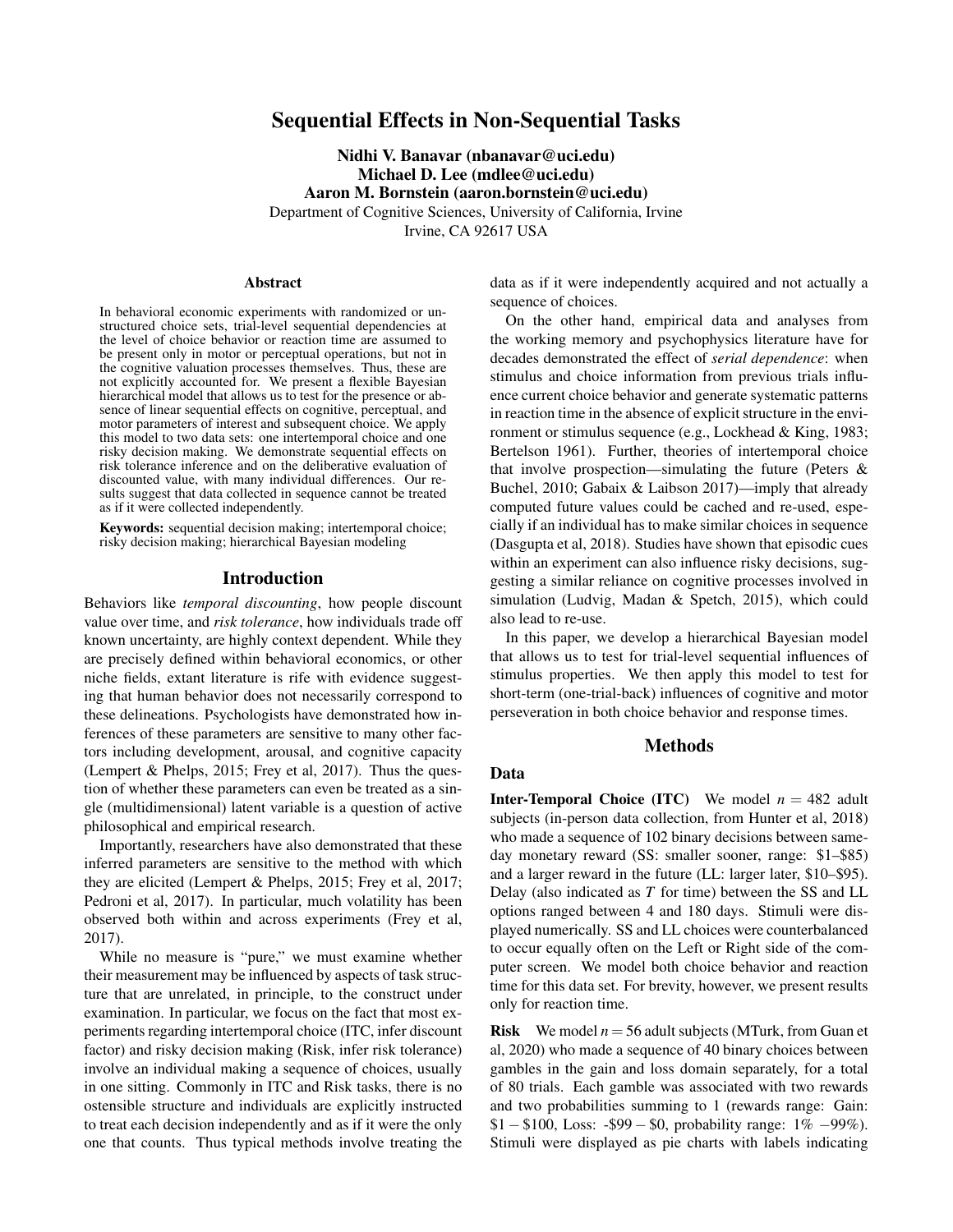# Sequential Effects in Non-Sequential Tasks

**Nidhi V. Banavar (nbanavar@uci.edu)**
**Michael D. Lee (mdlee@uci.edu)**
**Aaron M. Bornstein (aaron.bornstein@uci.edu)**
Department of Cognitive Sciences, University of California, Irvine
Irvine, CA 92617 USA

## Abstract

In behavioral economic experiments with randomized or unstructured choice sets, trial-level sequential dependencies at the level of choice behavior or reaction time are assumed to be present only in motor or perceptual operations, but not in the cognitive valuation processes themselves. Thus, these are not explicitly accounted for. We present a flexible Bayesian hierarchical model that allows us to test for the presence or absence of linear sequential effects on cognitive, perceptual, and motor parameters of interest and subsequent choice. We apply this model to two data sets: one intertemporal choice and one risky decision making. We demonstrate sequential effects on risk tolerance inference and on the deliberative evaluation of discounted value, with many individual differences. Our results suggest that data collected in sequence cannot be treated as if it were collected independently.

**Keywords:** sequential decision making; intertemporal choice; risky decision making; hierarchical Bayesian modeling

## Introduction

Behaviors like *temporal discounting*, how people discount value over time, and *risk tolerance*, how individuals trade off known uncertainty, are highly context dependent. While they are precisely defined within behavioral economics, or other niche fields, extant literature is rife with evidence suggesting that human behavior does not necessarily correspond to these delineations. Psychologists have demonstrated how inferences of these parameters are sensitive to many other factors including development, arousal, and cognitive capacity (Lempert & Phelps, 2015; Frey et al, 2017). Thus the question of whether these parameters can even be treated as a single (multidimensional) latent variable is a question of active philosophical and empirical research.

Importantly, researchers have also demonstrated that these inferred parameters are sensitive to the method with which they are elicited (Lempert & Phelps, 2015; Frey et al, 2017; Pedroni et al, 2017). In particular, much volatility has been observed both within and across experiments (Frey et al, 2017).

While no measure is "pure," we must examine whether their measurement may be influenced by aspects of task structure that are unrelated, in principle, to the construct under examination. In particular, we focus on the fact that most experiments regarding intertemporal choice (ITC, infer discount factor) and risky decision making (Risk, infer risk tolerance) involve an individual making a sequence of choices, usually in one sitting. Commonly in ITC and Risk tasks, there is no ostensible structure and individuals are explicitly instructed to treat each decision independently and as if it were the only one that counts. Thus typical methods involve treating the data as if it were independently acquired and not actually a sequence of choices.

On the other hand, empirical data and analyses from the working memory and psychophysics literature have for decades demonstrated the effect of *serial dependence*: when stimulus and choice information from previous trials influence current choice behavior and generate systematic patterns in reaction time in the absence of explicit structure in the environment or stimulus sequence (e.g., Lockhead & King, 1983; Bertelson 1961). Further, theories of intertemporal choice that involve prospection—simulating the future (Peters & Buchel, 2010; Gabaix & Laibson 2017)—imply that already computed future values could be cached and re-used, especially if an individual has to make similar choices in sequence (Dasgupta et al, 2018). Studies have shown that episodic cues within an experiment can also influence risky decisions, suggesting a similar reliance on cognitive processes involved in simulation (Ludvig, Madan & Spetch, 2015), which could also lead to re-use.

In this paper, we develop a hierarchical Bayesian model that allows us to test for trial-level sequential influences of stimulus properties. We then apply this model to test for short-term (one-trial-back) influences of cognitive and motor perseveration in both choice behavior and response times.

## Methods

### Data

**Inter-Temporal Choice (ITC)** We model $n = 482$ adult subjects (in-person data collection, from Hunter et al, 2018) who made a sequence of 102 binary decisions between same-day monetary reward (SS: smaller sooner, range: \$1–\$85) and a larger reward in the future (LL: larger later, \$10–\$95). Delay (also indicated as $T$ for time) between the SS and LL options ranged between 4 and 180 days. Stimuli were displayed numerically. SS and LL choices were counterbalanced to occur equally often on the Left or Right side of the computer screen. We model both choice behavior and reaction time for this data set. For brevity, however, we present results only for reaction time.

**Risk** We model $n = 56$ adult subjects (MTurk, from Guan et al, 2020) who made a sequence of 40 binary choices between gambles in the gain and loss domain separately, for a total of 80 trials. Each gamble was associated with two rewards and two probabilities summing to 1 (rewards range: Gain: \$1 – \$100, Loss: -\$99 – \$0, probability range: 1% –99%). Stimuli were displayed as pie charts with labels indicating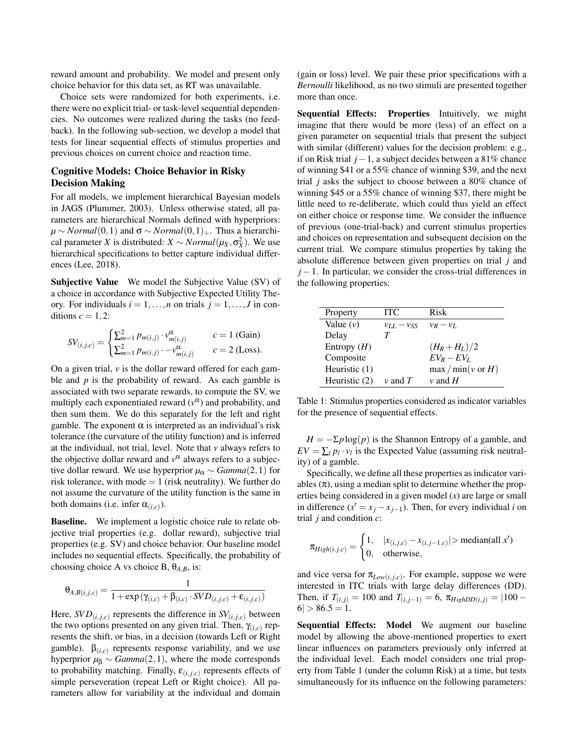reward amount and probability. We model and present only choice behavior for this data set, as RT was unavailable.

Choice sets were randomized for both experiments, i.e. there were no explicit trial- or task-level sequential dependencies. No outcomes were realized during the tasks (no feedback). In the following sub-section, we develop a model that tests for linear sequential effects of stimulus properties and previous choices on current choice and reaction time.

## Cognitive Models: Choice Behavior in Risky Decision Making

For all models, we implement hierarchical Bayesian models in JAGS (Plummer, 2003). Unless otherwise stated, all parameters are hierarchical Normals defined with hyperpriors: $\mu \sim Normal(0,1)$ and $\sigma \sim Normal(0,1)_{+}$. Thus a hierarchical parameter $X$ is distributed: $X \sim Normal(\mu_X, \sigma_X^2)$. We use hierarchical specifications to better capture individual differences (Lee, 2018).

**Subjective Value** We model the Subjective Value (SV) of a choice in accordance with Subjective Expected Utility Theory. For individuals $i = 1, \ldots, n$ on trials $j = 1, \ldots, J$ in conditions $c = 1, 2$:

$$SV_{(i,j,c)} = \begin{cases} \sum_{m=1}^{2} p_{m(i,j)} \cdot v_{m(i,j)}^{\alpha} & c = 1 \text{ (Gain)} \\ \sum_{m=1}^{2} p_{m(i,j)} \cdot -v_{m(i,j)}^{\alpha} & c = 2 \text{ (Loss).} \end{cases}$$

On a given trial, $v$ is the dollar reward offered for each gamble and $p$ is the probability of reward. As each gamble is associated with two separate rewards, to compute the SV, we multiply each exponentiated reward ($v^{\alpha}$) and probability, and then sum them. We do this separately for the left and right gamble. The exponent $\alpha$ is interpreted as an individual's risk tolerance (the curvature of the utility function) and is inferred at the individual, not trial, level. Note that $v$ always refers to the objective dollar reward and $v^{\alpha}$ always refers to a subjective dollar reward. We use hyperprior $\mu_{\alpha} \sim Gamma(2,1)$ for risk tolerance, with mode $= 1$ (risk neutrality). We further do not assume the curvature of the utility function is the same in both domains (i.e. infer $\alpha_{(i,c)}$).

**Baseline.** We implement a logistic choice rule to relate objective trial properties (e.g. dollar reward), subjective trial properties (e.g. SV) and choice behavior. Our baseline model includes no sequential effects. Specifically, the probability of choosing choice A vs choice B, $\theta_{A,B}$, is:

$$\theta_{A,B(i,j,c)} = \frac{1}{1 + \exp(\gamma_{(i,c)} + \beta_{(i,c)} \cdot SVD_{(i,j,c)} + \varepsilon_{(i,j,c)})}$$

Here, $SVD_{(i,j,c)}$ represents the difference in $SV_{(i,j,c)}$ between the two options presented on any given trial. Then, $\gamma_{(i,c)}$ represents the shift, or bias, in a decision (towards Left or Right gamble). $\beta_{(i,c)}$ represents response variability, and we use hyperprior $\mu_{\beta} \sim Gamma(2,1)$, where the mode corresponds to probability matching. Finally, $\varepsilon_{(i,j,c)}$ represents effects of simple perseveration (repeat Left or Right choice). All parameters allow for variability at the individual and domain (gain or loss) level. We pair these prior specifications with a *Bernoulli* likelihood, as no two stimuli are presented together more than once.

**Sequential Effects: Properties** Intuitively, we might imagine that there would be more (less) of an effect on a given parameter on sequential trials that present the subject with similar (different) values for the decision problem: e.g., if on Risk trial $j-1$, a subject decides between a 81% chance of winning \$41 or a 55% chance of winning \$39, and the next trial $j$ asks the subject to choose between a 80% chance of winning \$45 or a 55% chance of winning \$37, there might be little need to re-deliberate, which could thus yield an effect on either choice or response time. We consider the influence of previous (one-trial-back) and current stimulus properties and choices on representation and subsequent decision on the current trial. We compare stimulus properties by taking the absolute difference between given properties on trial $j$ and $j-1$. In particular, we consider the cross-trial differences in the following properties:

| Property | ITC | Risk |
|---|---|---|
| Value ($v$) | $v_{LL} - v_{SS}$ | $v_R - v_L$ |
| Delay | $T$ | |
| Entropy ($H$) | | $(H_R + H_L)/2$ |
| Composite | | $EV_R - EV_L$ |
| Heuristic (1) | | $\max / \min(v \text{ or } H)$ |
| Heuristic (2) | $v$ and $T$ | $v$ and $H$ |

Table 1: Stimulus properties considered as indicator variables for the presence of sequential effects.

$H = -\Sigma p \log(p)$ is the Shannon Entropy of a gamble, and $EV = \sum_l p_l \cdot v_l$ is the Expected Value (assuming risk neutrality) of a gamble.

Specifically, we define all these properties as indicator variables ($\pi$), using a median split to determine whether the properties being considered in a given model ($x$) are large or small in difference ($x' = x_j - x_{j-1}$). Then, for every individual $i$ on trial $j$ and condition $c$:

$$\pi_{High(i,j,c)} = \begin{cases} 1, & |x_{(i,j,c)} - x_{(i,j-1,c)}| > \text{median(all } x') \\ 0, & \text{otherwise,} \end{cases}$$

and vice versa for $\pi_{Low(i,j,c)}$. For example, suppose we were interested in ITC trials with large delay differences (DD). Then, if $T_{(i,j)} = 100$ and $T_{(i,j-1)} = 6$, $\pi_{HighDD(i,j)} = |100 - 6| > 86.5 = 1$.

**Sequential Effects: Model** We augment our baseline model by allowing the above-mentioned properties to exert linear influences on parameters previously only inferred at the individual level. Each model considers one trial property from Table 1 (under the column Risk) at a time, but tests simultaneously for its influence on the following parameters: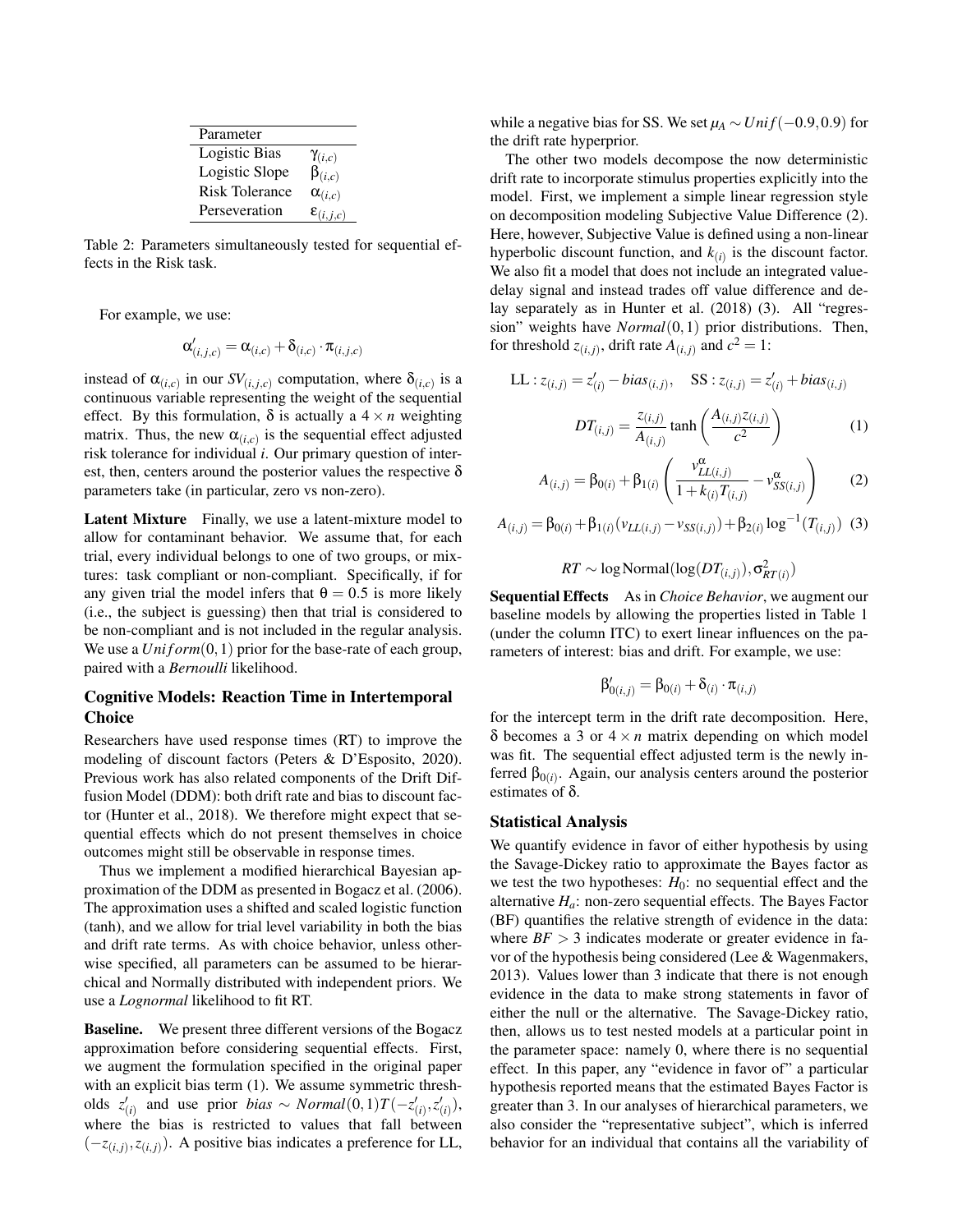| Parameter | |
|---|---|
| Logistic Bias | $\gamma_{(i,c)}$ |
| Logistic Slope | $\beta_{(i,c)}$ |
| Risk Tolerance | $\alpha_{(i,c)}$ |
| Perseveration | $\varepsilon_{(i,j,c)}$ |

Table 2: Parameters simultaneously tested for sequential effects in the Risk task.

For example, we use:

$$\alpha'_{(i,j,c)} = \alpha_{(i,c)} + \delta_{(i,c)} \cdot \pi_{(i,j,c)}$$

instead of $\alpha_{(i,c)}$ in our $SV_{(i,j,c)}$ computation, where $\delta_{(i,c)}$ is a continuous variable representing the weight of the sequential effect. By this formulation, $\delta$ is actually a $4 \times n$ weighting matrix. Thus, the new $\alpha_{(i,c)}$ is the sequential effect adjusted risk tolerance for individual $i$. Our primary question of interest, then, centers around the posterior values the respective $\delta$ parameters take (in particular, zero vs non-zero).

**Latent Mixture** Finally, we use a latent-mixture model to allow for contaminant behavior. We assume that, for each trial, every individual belongs to one of two groups, or mixtures: task compliant or non-compliant. Specifically, if for any given trial the model infers that $\theta = 0.5$ is more likely (i.e., the subject is guessing) then that trial is considered to be non-compliant and is not included in the regular analysis. We use a $Uniform(0,1)$ prior for the base-rate of each group, paired with a *Bernoulli* likelihood.

## Cognitive Models: Reaction Time in Intertemporal Choice

Researchers have used response times (RT) to improve the modeling of discount factors (Peters & D'Esposito, 2020). Previous work has also related components of the Drift Diffusion Model (DDM): both drift rate and bias to discount factor (Hunter et al., 2018). We therefore might expect that sequential effects which do not present themselves in choice outcomes might still be observable in response times.

Thus we implement a modified hierarchical Bayesian approximation of the DDM as presented in Bogacz et al. (2006). The approximation uses a shifted and scaled logistic function (tanh), and we allow for trial level variability in both the bias and drift rate terms. As with choice behavior, unless otherwise specified, all parameters can be assumed to be hierarchical and Normally distributed with independent priors. We use a *Lognormal* likelihood to fit RT.

**Baseline.** We present three different versions of the Bogacz approximation before considering sequential effects. First, we augment the formulation specified in the original paper with an explicit bias term (1). We assume symmetric thresholds $z'_{(i)}$ and use prior $bias \sim Normal(0,1)T(-z'_{(i)}, z'_{(i)})$, where the bias is restricted to values that fall between $(-z_{(i,j)}, z_{(i,j)})$. A positive bias indicates a preference for LL, while a negative bias for SS. We set $\mu_A \sim Unif(-0.9, 0.9)$ for the drift rate hyperprior.

The other two models decompose the now deterministic drift rate to incorporate stimulus properties explicitly into the model. First, we implement a simple linear regression style on decomposition modeling Subjective Value Difference (2). Here, however, Subjective Value is defined using a non-linear hyperbolic discount function, and $k_{(i)}$ is the discount factor. We also fit a model that does not include an integrated value-delay signal and instead trades off value difference and delay separately as in Hunter et al. (2018) (3). All "regression" weights have $Normal(0,1)$ prior distributions. Then, for threshold $z_{(i,j)}$, drift rate $A_{(i,j)}$ and $c^2 = 1$:

$$\text{LL}: z_{(i,j)} = z'_{(i)} - bias_{(i,j)}, \quad \text{SS}: z_{(i,j)} = z'_{(i)} + bias_{(i,j)}$$

$$DT_{(i,j)} = \frac{z_{(i,j)}}{A_{(i,j)}} \tanh\left(\frac{A_{(i,j)} z_{(i,j)}}{c^2}\right) \tag{1}$$

$$A_{(i,j)} = \beta_{0(i)} + \beta_{1(i)} \left(\frac{v^{\alpha}_{LL(i,j)}}{1 + k_{(i)} T_{(i,j)}} - v^{\alpha}_{SS(i,j)}\right) \tag{2}$$

$$A_{(i,j)} = \beta_{0(i)} + \beta_{1(i)}(v_{LL(i,j)} - v_{SS(i,j)}) + \beta_{2(i)} \log^{-1}(T_{(i,j)}) \tag{3}$$

$$RT \sim \log\text{Normal}(\log(DT_{(i,j)}), \sigma^2_{RT(i)})$$

**Sequential Effects** As in *Choice Behavior*, we augment our baseline models by allowing the properties listed in Table 1 (under the column ITC) to exert linear influences on the parameters of interest: bias and drift. For example, we use:

$$\beta'_{0(i,j)} = \beta_{0(i)} + \delta_{(i)} \cdot \pi_{(i,j)}$$

for the intercept term in the drift rate decomposition. Here, $\delta$ becomes a 3 or $4 \times n$ matrix depending on which model was fit. The sequential effect adjusted term is the newly inferred $\beta_{0(i)}$. Again, our analysis centers around the posterior estimates of $\delta$.

## Statistical Analysis

We quantify evidence in favor of either hypothesis by using the Savage-Dickey ratio to approximate the Bayes factor as we test the two hypotheses: $H_0$: no sequential effect and the alternative $H_a$: non-zero sequential effects. The Bayes Factor (BF) quantifies the relative strength of evidence in the data: where $BF > 3$ indicates moderate or greater evidence in favor of the hypothesis being considered (Lee & Wagenmakers, 2013). Values lower than 3 indicate that there is not enough evidence in the data to make strong statements in favor of either the null or the alternative. The Savage-Dickey ratio, then, allows us to test nested models at a particular point in the parameter space: namely 0, where there is no sequential effect. In this paper, any "evidence in favor of" a particular hypothesis reported means that the estimated Bayes Factor is greater than 3. In our analyses of hierarchical parameters, we also consider the "representative subject", which is inferred behavior for an individual that contains all the variability of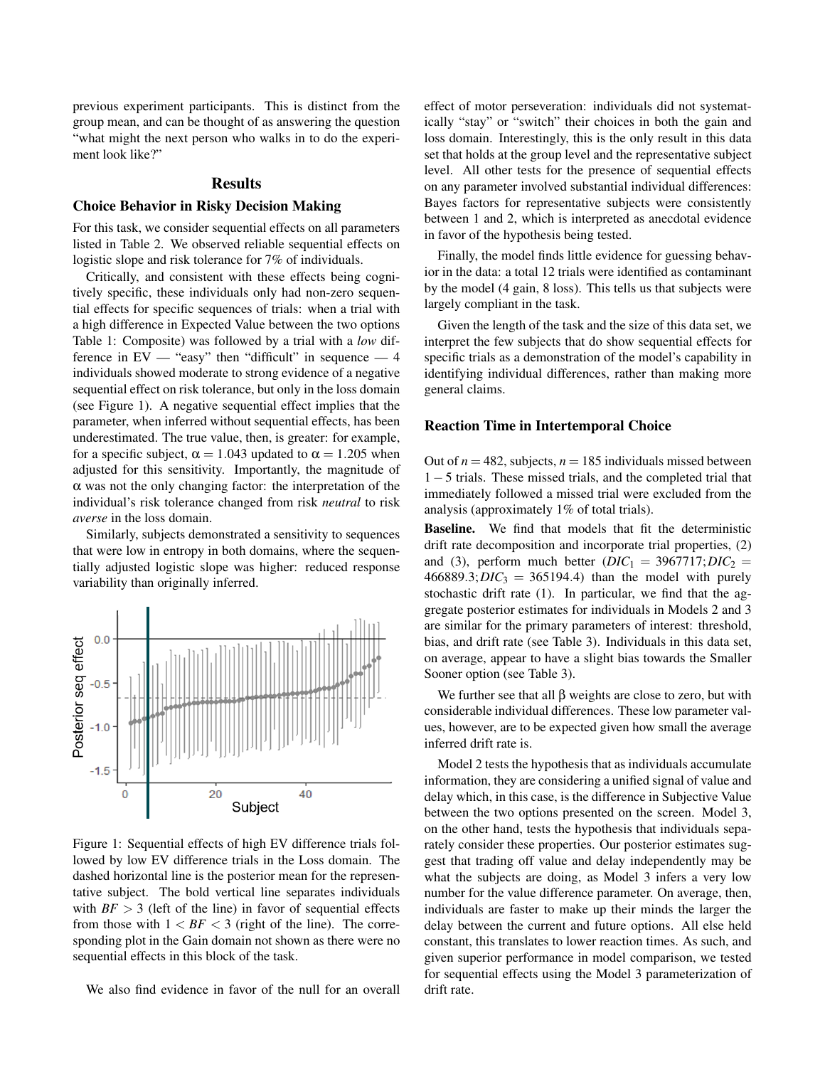previous experiment participants. This is distinct from the group mean, and can be thought of as answering the question "what might the next person who walks in to do the experiment look like?"

## Results

### Choice Behavior in Risky Decision Making

For this task, we consider sequential effects on all parameters listed in Table 2. We observed reliable sequential effects on logistic slope and risk tolerance for 7% of individuals.

Critically, and consistent with these effects being cognitively specific, these individuals only had non-zero sequential effects for specific sequences of trials: when a trial with a high difference in Expected Value between the two options Table 1: Composite) was followed by a trial with a *low* difference in EV — "easy" then "difficult" in sequence — 4 individuals showed moderate to strong evidence of a negative sequential effect on risk tolerance, but only in the loss domain (see Figure 1). A negative sequential effect implies that the parameter, when inferred without sequential effects, has been underestimated. The true value, then, is greater: for example, for a specific subject, $\alpha = 1.043$ updated to $\alpha = 1.205$ when adjusted for this sensitivity. Importantly, the magnitude of $\alpha$ was not the only changing factor: the interpretation of the individual's risk tolerance changed from risk *neutral* to risk *averse* in the loss domain.

Similarly, subjects demonstrated a sensitivity to sequences that were low in entropy in both domains, where the sequentially adjusted logistic slope was higher: reduced response variability than originally inferred.

Figure 1: Sequential effects of high EV difference trials followed by low EV difference trials in the Loss domain. The dashed horizontal line is the posterior mean for the representative subject. The bold vertical line separates individuals with $BF > 3$ (left of the line) in favor of sequential effects from those with $1 < BF < 3$ (right of the line). The corresponding plot in the Gain domain not shown as there were no sequential effects in this block of the task.

We also find evidence in favor of the null for an overall effect of motor perseveration: individuals did not systematically "stay" or "switch" their choices in both the gain and loss domain. Interestingly, this is the only result in this data set that holds at the group level and the representative subject level. All other tests for the presence of sequential effects on any parameter involved substantial individual differences: Bayes factors for representative subjects were consistently between 1 and 2, which is interpreted as anecdotal evidence in favor of the hypothesis being tested.

Finally, the model finds little evidence for guessing behavior in the data: a total 12 trials were identified as contaminant by the model (4 gain, 8 loss). This tells us that subjects were largely compliant in the task.

Given the length of the task and the size of this data set, we interpret the few subjects that do show sequential effects for specific trials as a demonstration of the model's capability in identifying individual differences, rather than making more general claims.

### Reaction Time in Intertemporal Choice

Out of $n = 482$, subjects, $n = 185$ individuals missed between $1-5$ trials. These missed trials, and the completed trial that immediately followed a missed trial were excluded from the analysis (approximately 1% of total trials).

**Baseline.** We find that models that fit the deterministic drift rate decomposition and incorporate trial properties, (2) and (3), perform much better ($DIC_1 = 3967717; DIC_2 = 466889.3; DIC_3 = 365194.4$) than the model with purely stochastic drift rate (1). In particular, we find that the aggregate posterior estimates for individuals in Models 2 and 3 are similar for the primary parameters of interest: threshold, bias, and drift rate (see Table 3). Individuals in this data set, on average, appear to have a slight bias towards the Smaller Sooner option (see Table 3).

We further see that all $\beta$ weights are close to zero, but with considerable individual differences. These low parameter values, however, are to be expected given how small the average inferred drift rate is.

Model 2 tests the hypothesis that as individuals accumulate information, they are considering a unified signal of value and delay which, in this case, is the difference in Subjective Value between the two options presented on the screen. Model 3, on the other hand, tests the hypothesis that individuals separately consider these properties. Our posterior estimates suggest that trading off value and delay independently may be what the subjects are doing, as Model 3 infers a very low number for the value difference parameter. On average, then, individuals are faster to make up their minds the larger the delay between the current and future options. All else held constant, this translates to lower reaction times. As such, and given superior performance in model comparison, we tested for sequential effects using the Model 3 parameterization of drift rate.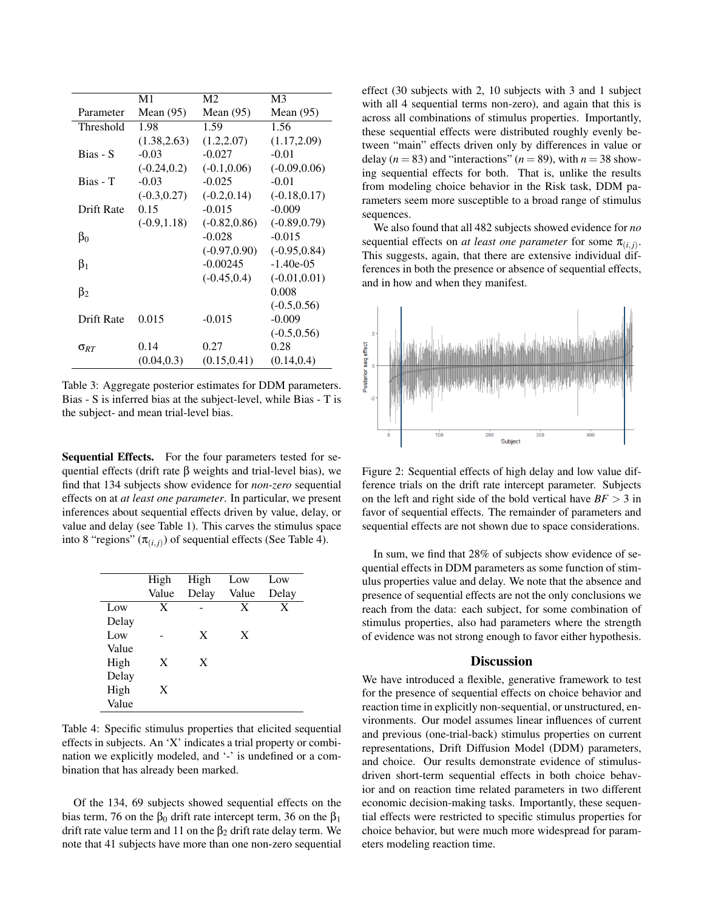| Parameter | M1 Mean (95) | M2 Mean (95) | M3 Mean (95) |
|---|---|---|---|
| Threshold | 1.98 (1.38,2.63) | 1.59 (1.2,2.07) | 1.56 (1.17,2.09) |
| Bias - S | -0.03 (-0.24,0.2) | -0.027 (-0.1,0.06) | -0.01 (-0.09,0.06) |
| Bias - T | -0.03 (-0.3,0.27) | -0.025 (-0.2,0.14) | -0.01 (-0.18,0.17) |
| Drift Rate | 0.15 (-0.9,1.18) | -0.015 (-0.82,0.86) | -0.009 (-0.89,0.79) |
| $\beta_0$ | | -0.028 (-0.97,0.90) | -0.015 (-0.95,0.84) |
| $\beta_1$ | | -0.00245 (-0.45,0.4) | -1.40e-05 (-0.01,0.01) |
| $\beta_2$ | | | 0.008 (-0.5,0.56) |
| Drift Rate | 0.015 | -0.015 | -0.009 (-0.5,0.56) |
| $\sigma_{RT}$ | 0.14 (0.04,0.3) | 0.27 (0.15,0.41) | 0.28 (0.14,0.4) |

Table 3: Aggregate posterior estimates for DDM parameters. Bias - S is inferred bias at the subject-level, while Bias - T is the subject- and mean trial-level bias.

**Sequential Effects.** For the four parameters tested for sequential effects (drift rate β weights and trial-level bias), we find that 134 subjects show evidence for *non-zero* sequential effects on at *at least one parameter*. In particular, we present inferences about sequential effects driven by value, delay, or value and delay (see Table 1). This carves the stimulus space into 8 "regions" ($\pi_{(i,j)}$) of sequential effects (See Table 4).

| | High Value | High Delay | Low Value | Low Delay |
|---|---|---|---|---|
| Low Delay | X | - | X | X |
| Low Value | - | X | X | |
| High Delay | X | X | | |
| High Value | X | | | |

Table 4: Specific stimulus properties that elicited sequential effects in subjects. An 'X' indicates a trial property or combination we explicitly modeled, and '-' is undefined or a combination that has already been marked.

Of the 134, 69 subjects showed sequential effects on the bias term, 76 on the $\beta_0$ drift rate intercept term, 36 on the $\beta_1$ drift rate value term and 11 on the $\beta_2$ drift rate delay term. We note that 41 subjects have more than one non-zero sequential effect (30 subjects with 2, 10 subjects with 3 and 1 subject with all 4 sequential terms non-zero), and again that this is across all combinations of stimulus properties. Importantly, these sequential effects were distributed roughly evenly between "main" effects driven only by differences in value or delay ($n = 83$) and "interactions" ($n = 89$), with $n = 38$ showing sequential effects for both. That is, unlike the results from modeling choice behavior in the Risk task, DDM parameters seem more susceptible to a broad range of stimulus sequences.

We also found that all 482 subjects showed evidence for *no* sequential effects on *at least one parameter* for some $\pi_{(i,j)}$. This suggests, again, that there are extensive individual differences in both the presence or absence of sequential effects, and in how and when they manifest.

Figure 2: Sequential effects of high delay and low value difference trials on the drift rate intercept parameter. Subjects on the left and right side of the bold vertical have $BF > 3$ in favor of sequential effects. The remainder of parameters and sequential effects are not shown due to space considerations.

In sum, we find that 28% of subjects show evidence of sequential effects in DDM parameters as some function of stimulus properties value and delay. We note that the absence and presence of sequential effects are not the only conclusions we reach from the data: each subject, for some combination of stimulus properties, also had parameters where the strength of evidence was not strong enough to favor either hypothesis.

## Discussion

We have introduced a flexible, generative framework to test for the presence of sequential effects on choice behavior and reaction time in explicitly non-sequential, or unstructured, environments. Our model assumes linear influences of current and previous (one-trial-back) stimulus properties on current representations, Drift Diffusion Model (DDM) parameters, and choice. Our results demonstrate evidence of stimulus-driven short-term sequential effects in both choice behavior and on reaction time related parameters in two different economic decision-making tasks. Importantly, these sequential effects were restricted to specific stimulus properties for choice behavior, but were much more widespread for parameters modeling reaction time.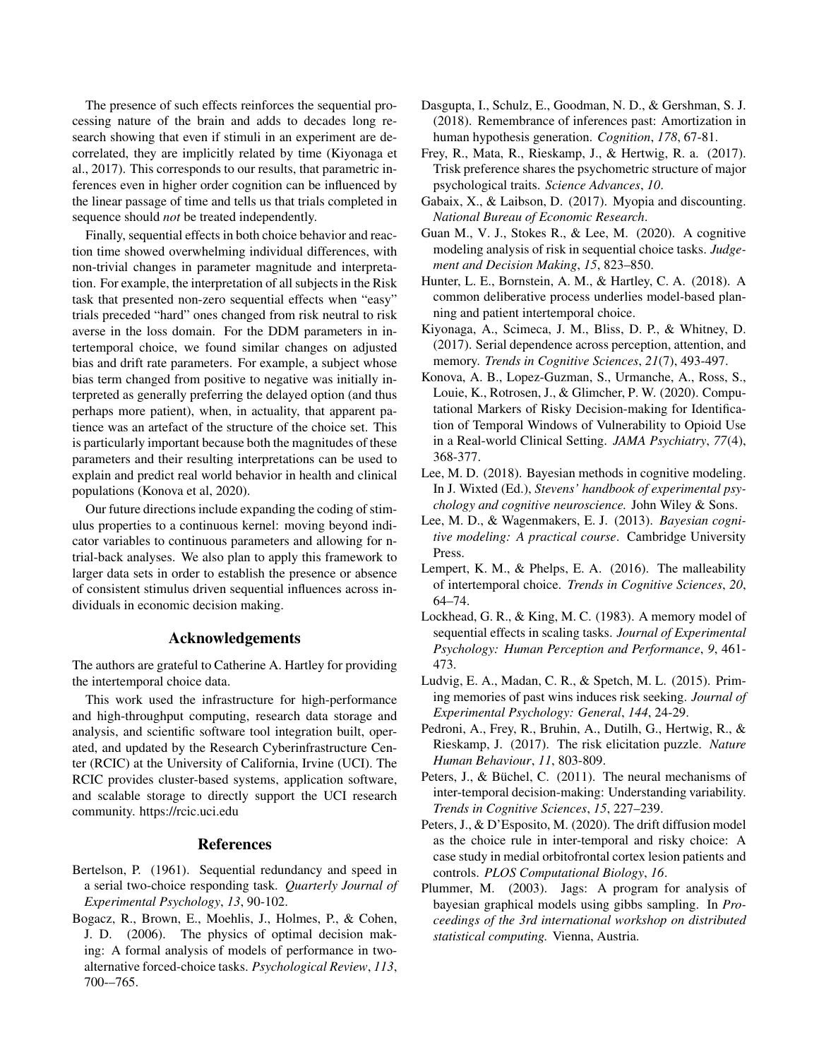The presence of such effects reinforces the sequential processing nature of the brain and adds to decades long research showing that even if stimuli in an experiment are decorrelated, they are implicitly related by time (Kiyonaga et al., 2017). This corresponds to our results, that parametric inferences even in higher order cognition can be influenced by the linear passage of time and tells us that trials completed in sequence should *not* be treated independently.

Finally, sequential effects in both choice behavior and reaction time showed overwhelming individual differences, with non-trivial changes in parameter magnitude and interpretation. For example, the interpretation of all subjects in the Risk task that presented non-zero sequential effects when "easy" trials preceded "hard" ones changed from risk neutral to risk averse in the loss domain. For the DDM parameters in intertemporal choice, we found similar changes on adjusted bias and drift rate parameters. For example, a subject whose bias term changed from positive to negative was initially interpreted as generally preferring the delayed option (and thus perhaps more patient), when, in actuality, that apparent patience was an artefact of the structure of the choice set. This is particularly important because both the magnitudes of these parameters and their resulting interpretations can be used to explain and predict real world behavior in health and clinical populations (Konova et al, 2020).

Our future directions include expanding the coding of stimulus properties to a continuous kernel: moving beyond indicator variables to continuous parameters and allowing for n-trial-back analyses. We also plan to apply this framework to larger data sets in order to establish the presence or absence of consistent stimulus driven sequential influences across individuals in economic decision making.

## Acknowledgements

The authors are grateful to Catherine A. Hartley for providing the intertemporal choice data.

This work used the infrastructure for high-performance and high-throughput computing, research data storage and analysis, and scientific software tool integration built, operated, and updated by the Research Cyberinfrastructure Center (RCIC) at the University of California, Irvine (UCI). The RCIC provides cluster-based systems, application software, and scalable storage to directly support the UCI research community. https://rcic.uci.edu

## References

Bertelson, P. (1961). Sequential redundancy and speed in a serial two-choice responding task. *Quarterly Journal of Experimental Psychology*, *13*, 90-102.

Bogacz, R., Brown, E., Moehlis, J., Holmes, P., & Cohen, J. D. (2006). The physics of optimal decision making: A formal analysis of models of performance in two-alternative forced-choice tasks. *Psychological Review*, *113*, 700-–765.

Dasgupta, I., Schulz, E., Goodman, N. D., & Gershman, S. J. (2018). Remembrance of inferences past: Amortization in human hypothesis generation. *Cognition*, *178*, 67-81.

Frey, R., Mata, R., Rieskamp, J., & Hertwig, R. a. (2017). Trisk preference shares the psychometric structure of major psychological traits. *Science Advances*, *10*.

Gabaix, X., & Laibson, D. (2017). Myopia and discounting. *National Bureau of Economic Research*.

Guan M., V. J., Stokes R., & Lee, M. (2020). A cognitive modeling analysis of risk in sequential choice tasks. *Judgement and Decision Making*, *15*, 823–850.

Hunter, L. E., Bornstein, A. M., & Hartley, C. A. (2018). A common deliberative process underlies model-based planning and patient intertemporal choice.

Kiyonaga, A., Scimeca, J. M., Bliss, D. P., & Whitney, D. (2017). Serial dependence across perception, attention, and memory. *Trends in Cognitive Sciences*, *21*(7), 493-497.

Konova, A. B., Lopez-Guzman, S., Urmanche, A., Ross, S., Louie, K., Rotrosen, J., & Glimcher, P. W. (2020). Computational Markers of Risky Decision-making for Identification of Temporal Windows of Vulnerability to Opioid Use in a Real-world Clinical Setting. *JAMA Psychiatry*, *77*(4), 368-377.

Lee, M. D. (2018). Bayesian methods in cognitive modeling. In J. Wixted (Ed.), *Stevens' handbook of experimental psychology and cognitive neuroscience.* John Wiley & Sons.

Lee, M. D., & Wagenmakers, E. J. (2013). *Bayesian cognitive modeling: A practical course*. Cambridge University Press.

Lempert, K. M., & Phelps, E. A. (2016). The malleability of intertemporal choice. *Trends in Cognitive Sciences*, *20*, 64–74.

Lockhead, G. R., & King, M. C. (1983). A memory model of sequential effects in scaling tasks. *Journal of Experimental Psychology: Human Perception and Performance*, *9*, 461-473.

Ludvig, E. A., Madan, C. R., & Spetch, M. L. (2015). Priming memories of past wins induces risk seeking. *Journal of Experimental Psychology: General*, *144*, 24-29.

Pedroni, A., Frey, R., Bruhin, A., Dutilh, G., Hertwig, R., & Rieskamp, J. (2017). The risk elicitation puzzle. *Nature Human Behaviour*, *11*, 803-809.

Peters, J., & Büchel, C. (2011). The neural mechanisms of inter-temporal decision-making: Understanding variability. *Trends in Cognitive Sciences*, *15*, 227–239.

Peters, J., & D'Esposito, M. (2020). The drift diffusion model as the choice rule in inter-temporal and risky choice: A case study in medial orbitofrontal cortex lesion patients and controls. *PLOS Computational Biology*, *16*.

Plummer, M. (2003). Jags: A program for analysis of bayesian graphical models using gibbs sampling. In *Proceedings of the 3rd international workshop on distributed statistical computing.* Vienna, Austria.